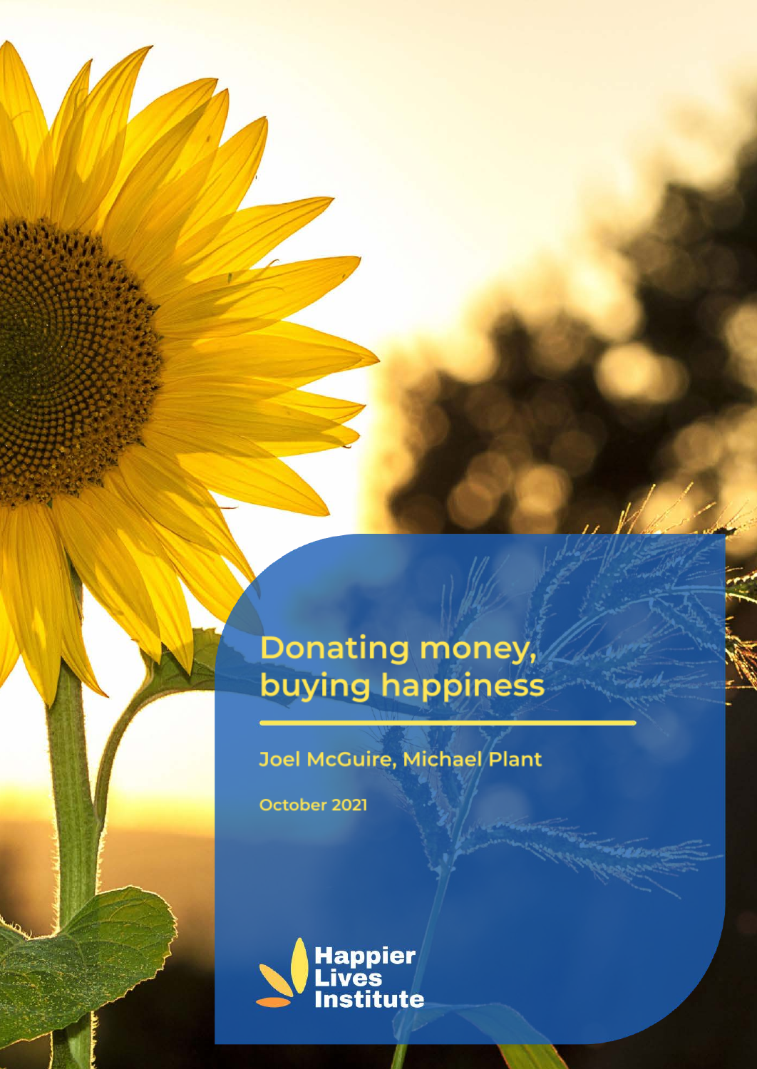# Donating money, buying happiness

Joel McGuire, Michael Plant

October 2021

Happier Lives Institute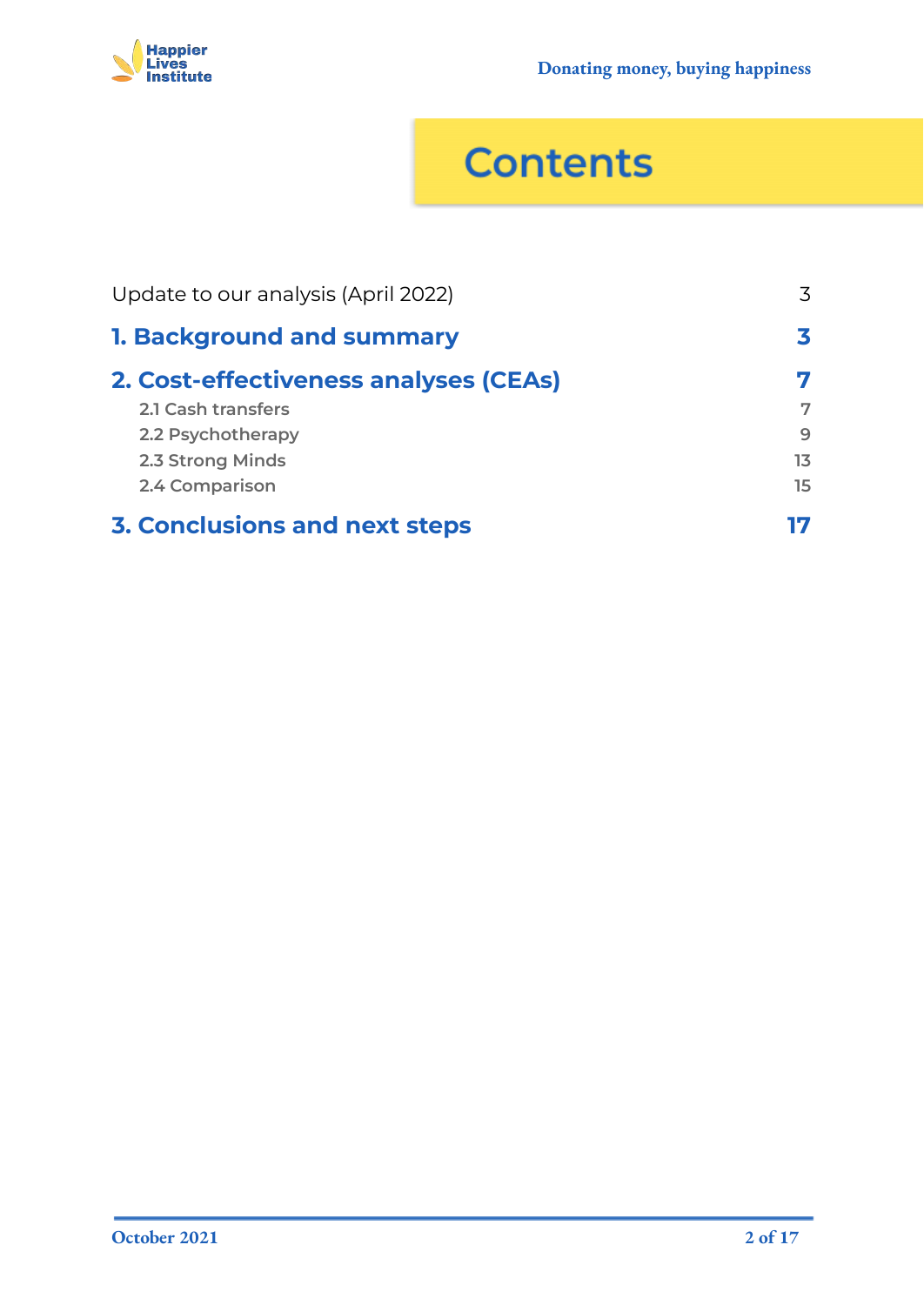# Contents

| | |
|---|---|
| Update to our analysis (April 2022) | 3 |
| **1. Background and summary** | **3** |
| **2. Cost-effectiveness analyses (CEAs)** | **7** |
| 2.1 Cash transfers | 7 |
| 2.2 Psychotherapy | 9 |
| 2.3 Strong Minds | 13 |
| 2.4 Comparison | 15 |
| **3. Conclusions and next steps** | **17** |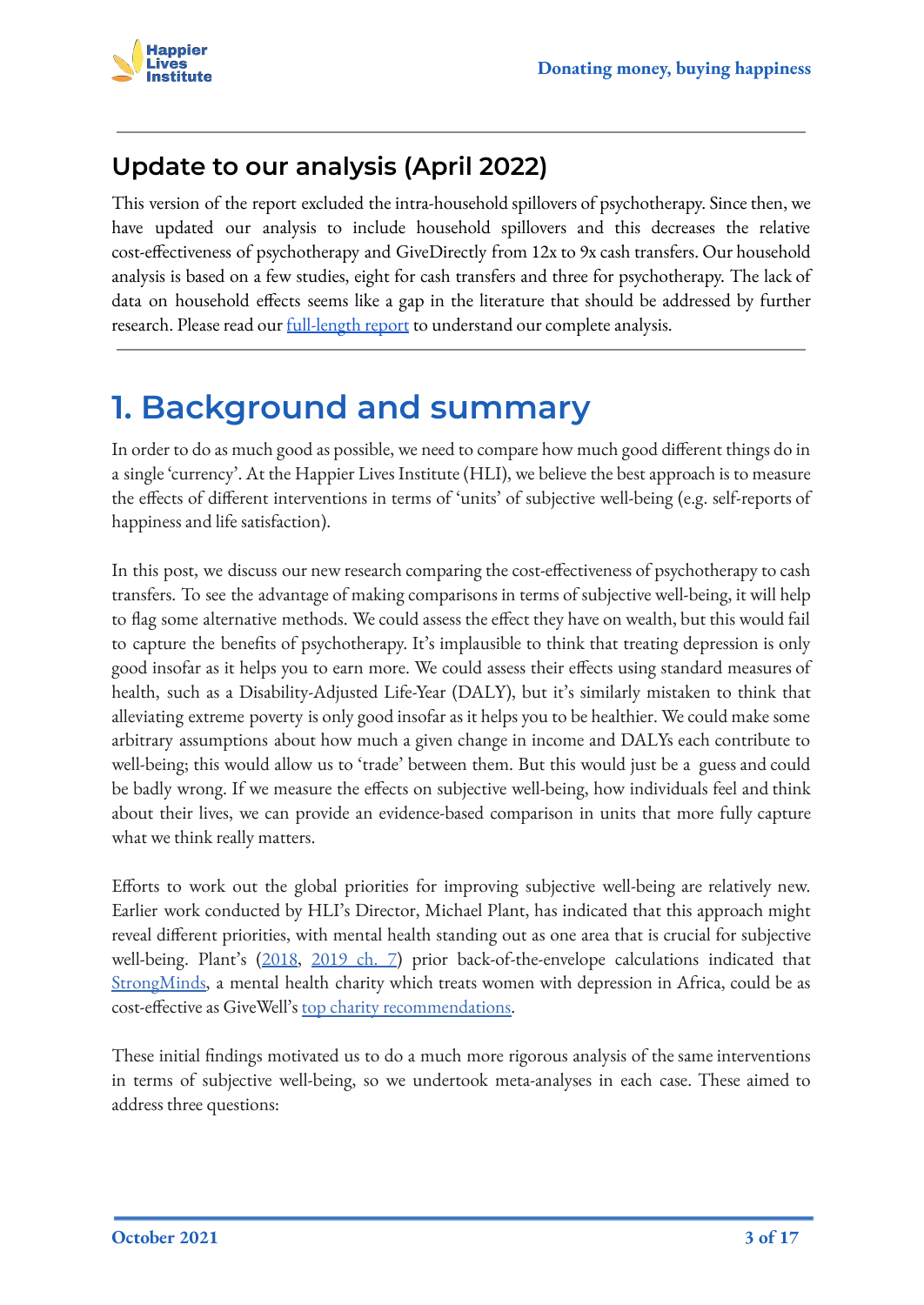## Update to our analysis (April 2022)

This version of the report excluded the intra-household spillovers of psychotherapy. Since then, we have updated our analysis to include household spillovers and this decreases the relative cost-effectiveness of psychotherapy and GiveDirectly from 12x to 9x cash transfers. Our household analysis is based on a few studies, eight for cash transfers and three for psychotherapy. The lack of data on household effects seems like a gap in the literature that should be addressed by further research. Please read our full-length report to understand our complete analysis.

# 1. Background and summary

In order to do as much good as possible, we need to compare how much good different things do in a single 'currency'. At the Happier Lives Institute (HLI), we believe the best approach is to measure the effects of different interventions in terms of 'units' of subjective well-being (e.g. self-reports of happiness and life satisfaction).

In this post, we discuss our new research comparing the cost-effectiveness of psychotherapy to cash transfers. To see the advantage of making comparisons in terms of subjective well-being, it will help to flag some alternative methods. We could assess the effect they have on wealth, but this would fail to capture the benefits of psychotherapy. It's implausible to think that treating depression is only good insofar as it helps you to earn more. We could assess their effects using standard measures of health, such as a Disability-Adjusted Life-Year (DALY), but it's similarly mistaken to think that alleviating extreme poverty is only good insofar as it helps you to be healthier. We could make some arbitrary assumptions about how much a given change in income and DALYs each contribute to well-being; this would allow us to 'trade' between them. But this would just be a guess and could be badly wrong. If we measure the effects on subjective well-being, how individuals feel and think about their lives, we can provide an evidence-based comparison in units that more fully capture what we think really matters.

Efforts to work out the global priorities for improving subjective well-being are relatively new. Earlier work conducted by HLI's Director, Michael Plant, has indicated that this approach might reveal different priorities, with mental health standing out as one area that is crucial for subjective well-being. Plant's (2018, 2019 ch. 7) prior back-of-the-envelope calculations indicated that StrongMinds, a mental health charity which treats women with depression in Africa, could be as cost-effective as GiveWell's top charity recommendations.

These initial findings motivated us to do a much more rigorous analysis of the same interventions in terms of subjective well-being, so we undertook meta-analyses in each case. These aimed to address three questions: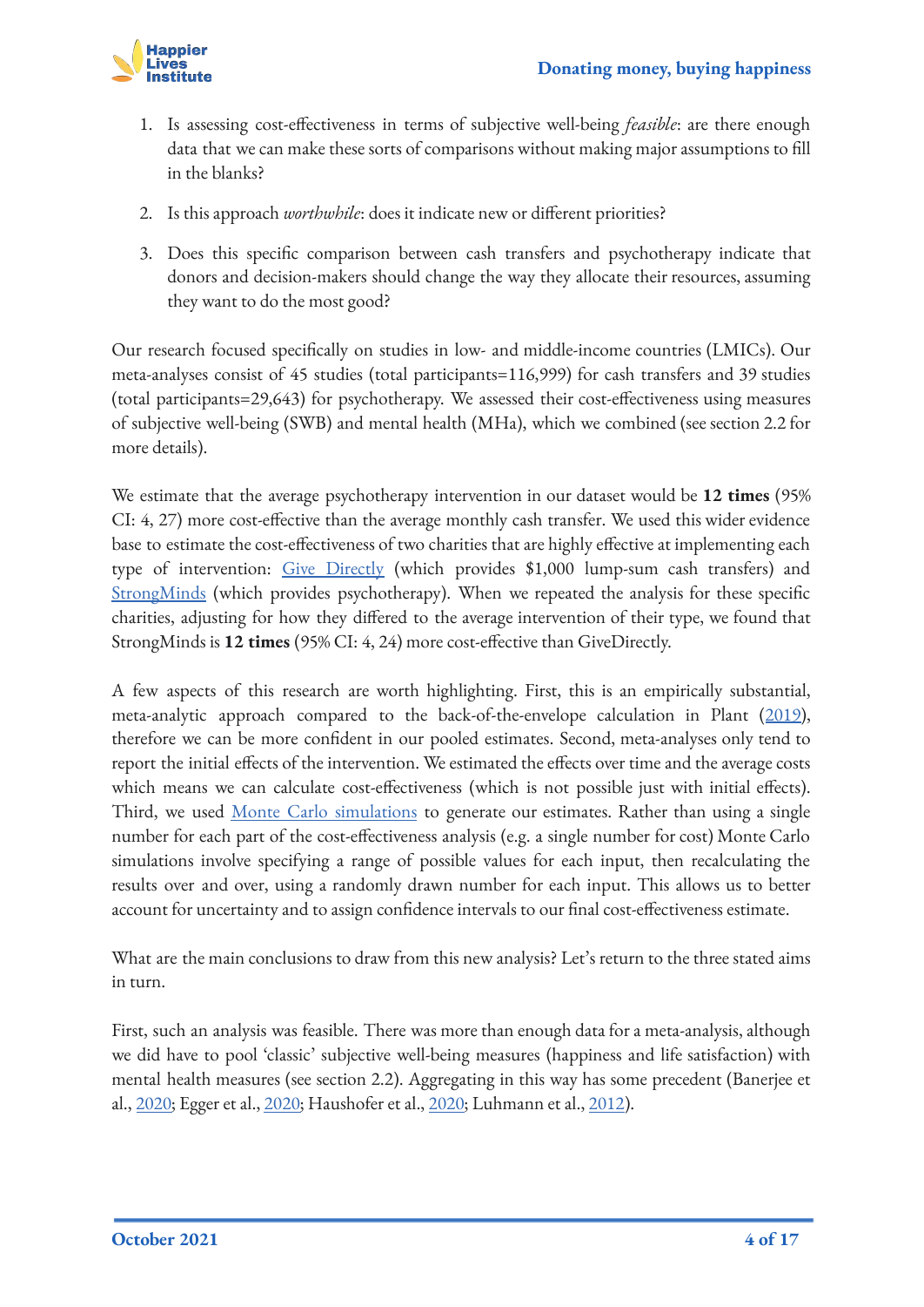1. Is assessing cost-effectiveness in terms of subjective well-being *feasible*: are there enough data that we can make these sorts of comparisons without making major assumptions to fill in the blanks?

2. Is this approach *worthwhile*: does it indicate new or different priorities?

3. Does this specific comparison between cash transfers and psychotherapy indicate that donors and decision-makers should change the way they allocate their resources, assuming they want to do the most good?

Our research focused specifically on studies in low- and middle-income countries (LMICs). Our meta-analyses consist of 45 studies (total participants=116,999) for cash transfers and 39 studies (total participants=29,643) for psychotherapy. We assessed their cost-effectiveness using measures of subjective well-being (SWB) and mental health (MHa), which we combined (see section 2.2 for more details).

We estimate that the average psychotherapy intervention in our dataset would be **12 times** (95% CI: 4, 27) more cost-effective than the average monthly cash transfer. We used this wider evidence base to estimate the cost-effectiveness of two charities that are highly effective at implementing each type of intervention: Give Directly (which provides $1,000 lump-sum cash transfers) and StrongMinds (which provides psychotherapy). When we repeated the analysis for these specific charities, adjusting for how they differed to the average intervention of their type, we found that StrongMinds is **12 times** (95% CI: 4, 24) more cost-effective than GiveDirectly.

A few aspects of this research are worth highlighting. First, this is an empirically substantial, meta-analytic approach compared to the back-of-the-envelope calculation in Plant (2019), therefore we can be more confident in our pooled estimates. Second, meta-analyses only tend to report the initial effects of the intervention. We estimated the effects over time and the average costs which means we can calculate cost-effectiveness (which is not possible just with initial effects). Third, we used Monte Carlo simulations to generate our estimates. Rather than using a single number for each part of the cost-effectiveness analysis (e.g. a single number for cost) Monte Carlo simulations involve specifying a range of possible values for each input, then recalculating the results over and over, using a randomly drawn number for each input. This allows us to better account for uncertainty and to assign confidence intervals to our final cost-effectiveness estimate.

What are the main conclusions to draw from this new analysis? Let's return to the three stated aims in turn.

First, such an analysis was feasible. There was more than enough data for a meta-analysis, although we did have to pool 'classic' subjective well-being measures (happiness and life satisfaction) with mental health measures (see section 2.2). Aggregating in this way has some precedent (Banerjee et al., 2020; Egger et al., 2020; Haushofer et al., 2020; Luhmann et al., 2012).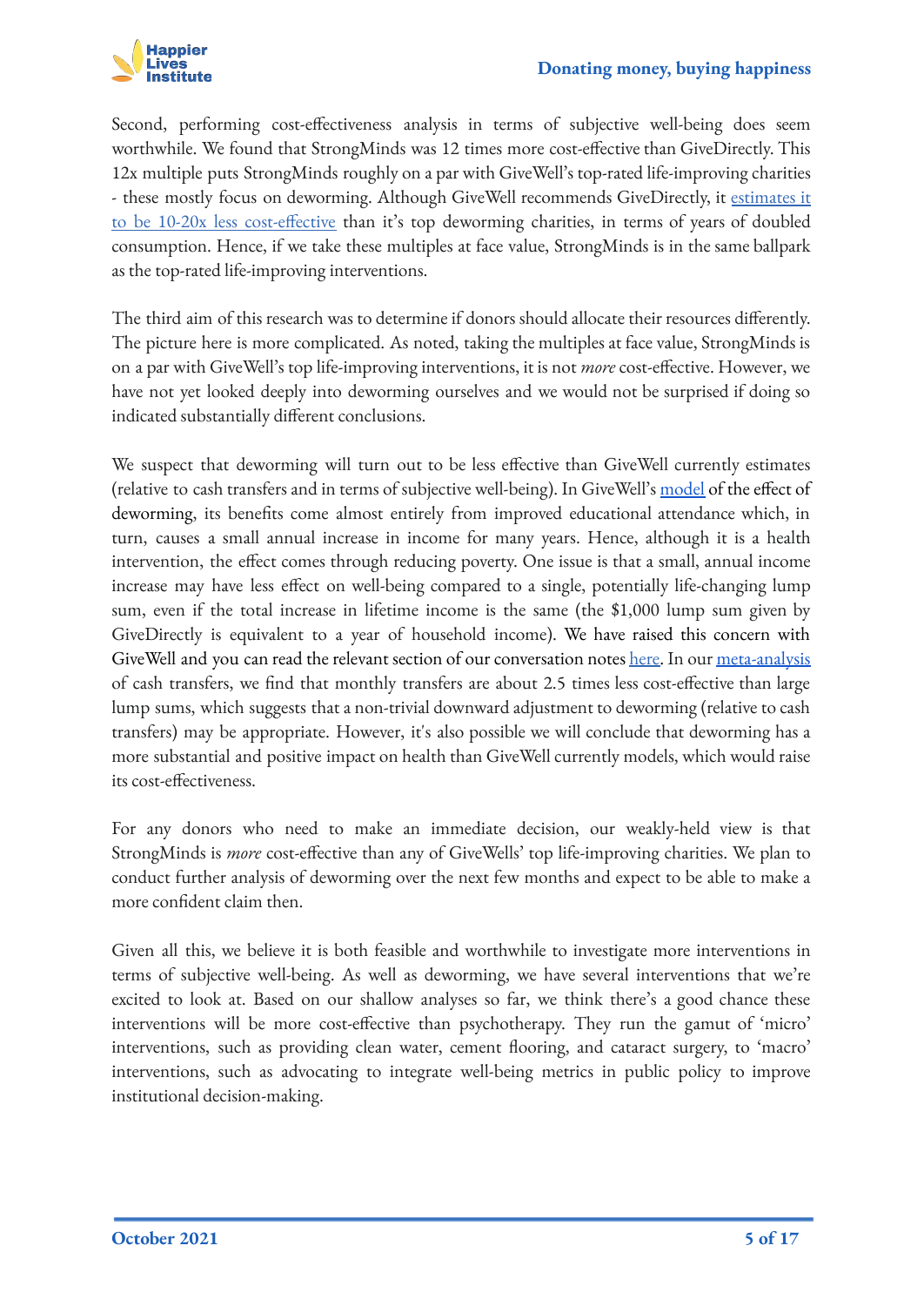Second, performing cost-effectiveness analysis in terms of subjective well-being does seem worthwhile. We found that StrongMinds was 12 times more cost-effective than GiveDirectly. This 12x multiple puts StrongMinds roughly on a par with GiveWell's top-rated life-improving charities - these mostly focus on deworming. Although GiveWell recommends GiveDirectly, it estimates it to be 10-20x less cost-effective than it's top deworming charities, in terms of years of doubled consumption. Hence, if we take these multiples at face value, StrongMinds is in the same ballpark as the top-rated life-improving interventions.

The third aim of this research was to determine if donors should allocate their resources differently. The picture here is more complicated. As noted, taking the multiples at face value, StrongMinds is on a par with GiveWell's top life-improving interventions, it is not *more* cost-effective. However, we have not yet looked deeply into deworming ourselves and we would not be surprised if doing so indicated substantially different conclusions.

We suspect that deworming will turn out to be less effective than GiveWell currently estimates (relative to cash transfers and in terms of subjective well-being). In GiveWell's model of the effect of deworming, its benefits come almost entirely from improved educational attendance which, in turn, causes a small annual increase in income for many years. Hence, although it is a health intervention, the effect comes through reducing poverty. One issue is that a small, annual income increase may have less effect on well-being compared to a single, potentially life-changing lump sum, even if the total increase in lifetime income is the same (the $1,000 lump sum given by GiveDirectly is equivalent to a year of household income). We have raised this concern with GiveWell and you can read the relevant section of our conversation notes here. In our meta-analysis of cash transfers, we find that monthly transfers are about 2.5 times less cost-effective than large lump sums, which suggests that a non-trivial downward adjustment to deworming (relative to cash transfers) may be appropriate. However, it's also possible we will conclude that deworming has a more substantial and positive impact on health than GiveWell currently models, which would raise its cost-effectiveness.

For any donors who need to make an immediate decision, our weakly-held view is that StrongMinds is *more* cost-effective than any of GiveWells' top life-improving charities. We plan to conduct further analysis of deworming over the next few months and expect to be able to make a more confident claim then.

Given all this, we believe it is both feasible and worthwhile to investigate more interventions in terms of subjective well-being. As well as deworming, we have several interventions that we're excited to look at. Based on our shallow analyses so far, we think there's a good chance these interventions will be more cost-effective than psychotherapy. They run the gamut of 'micro' interventions, such as providing clean water, cement flooring, and cataract surgery, to 'macro' interventions, such as advocating to integrate well-being metrics in public policy to improve institutional decision-making.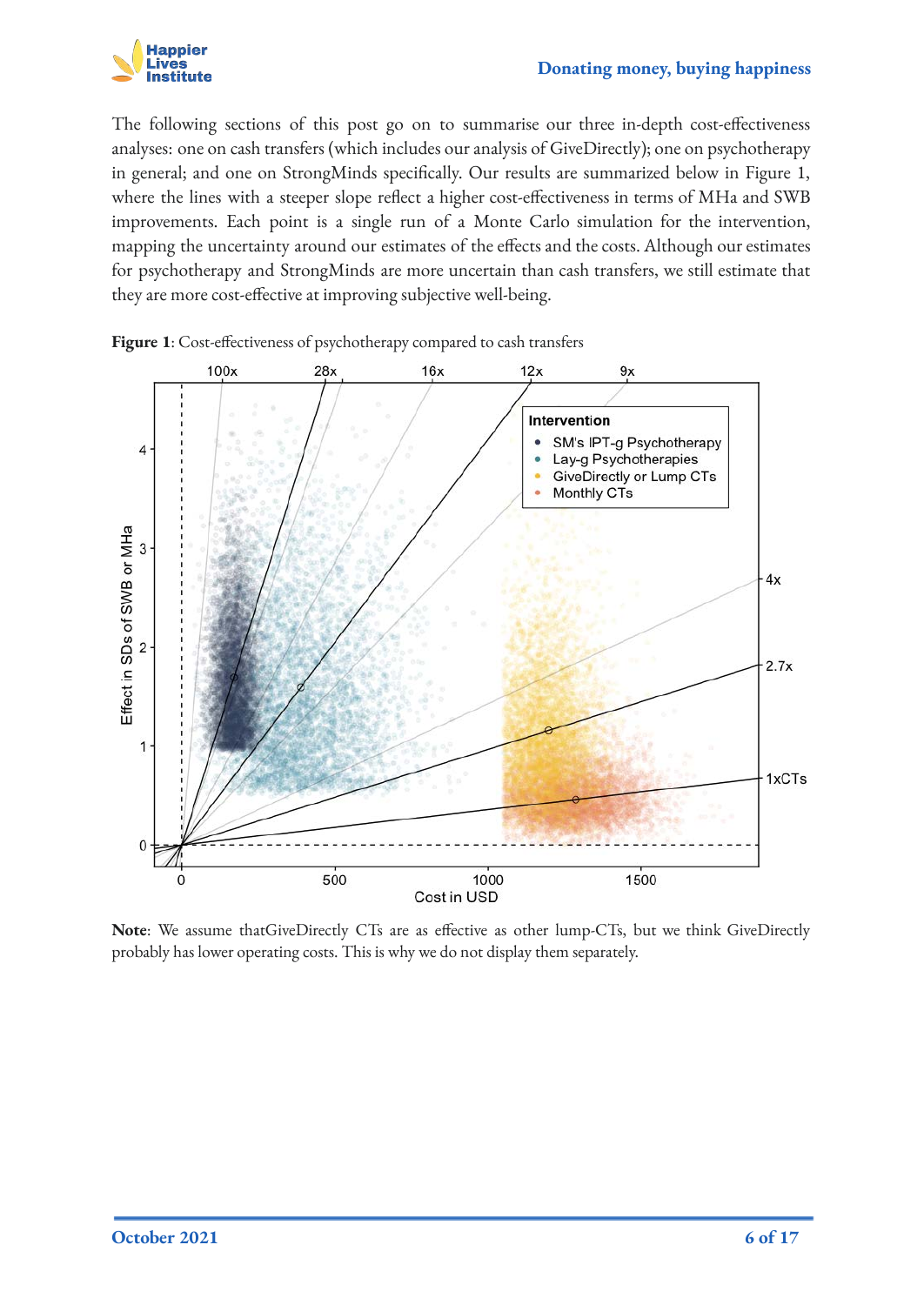The following sections of this post go on to summarise our three in-depth cost-effectiveness analyses: one on cash transfers (which includes our analysis of GiveDirectly); one on psychotherapy in general; and one on StrongMinds specifically. Our results are summarized below in Figure 1, where the lines with a steeper slope reflect a higher cost-effectiveness in terms of MHa and SWB improvements. Each point is a single run of a Monte Carlo simulation for the intervention, mapping the uncertainty around our estimates of the effects and the costs. Although our estimates for psychotherapy and StrongMinds are more uncertain than cash transfers, we still estimate that they are more cost-effective at improving subjective well-being.

**Figure 1**: Cost-effectiveness of psychotherapy compared to cash transfers

**Note**: We assume thatGiveDirectly CTs are as effective as other lump-CTs, but we think GiveDirectly probably has lower operating costs. This is why we do not display them separately.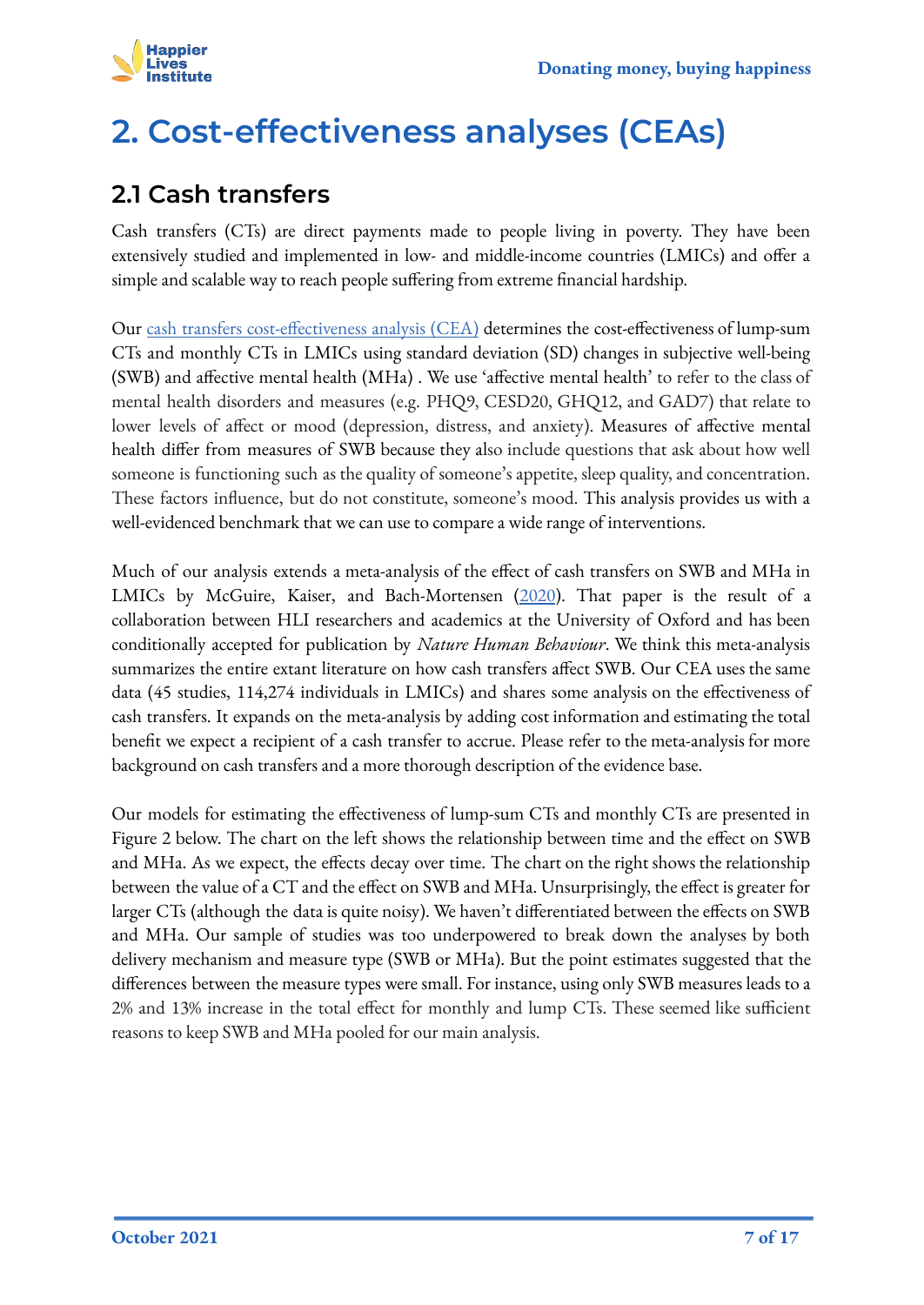# 2. Cost-effectiveness analyses (CEAs)

## 2.1 Cash transfers

Cash transfers (CTs) are direct payments made to people living in poverty. They have been extensively studied and implemented in low- and middle-income countries (LMICs) and offer a simple and scalable way to reach people suffering from extreme financial hardship.

Our [cash transfers cost-effectiveness analysis (CEA)]() determines the cost-effectiveness of lump-sum CTs and monthly CTs in LMICs using standard deviation (SD) changes in subjective well-being (SWB) and affective mental health (MHa) . We use 'affective mental health' to refer to the class of mental health disorders and measures (e.g. PHQ9, CESD20, GHQ12, and GAD7) that relate to lower levels of affect or mood (depression, distress, and anxiety). Measures of affective mental health differ from measures of SWB because they also include questions that ask about how well someone is functioning such as the quality of someone's appetite, sleep quality, and concentration. These factors influence, but do not constitute, someone's mood. This analysis provides us with a well-evidenced benchmark that we can use to compare a wide range of interventions.

Much of our analysis extends a meta-analysis of the effect of cash transfers on SWB and MHa in LMICs by McGuire, Kaiser, and Bach-Mortensen ([2020]()). That paper is the result of a collaboration between HLI researchers and academics at the University of Oxford and has been conditionally accepted for publication by *Nature Human Behaviour*. We think this meta-analysis summarizes the entire extant literature on how cash transfers affect SWB. Our CEA uses the same data (45 studies, 114,274 individuals in LMICs) and shares some analysis on the effectiveness of cash transfers. It expands on the meta-analysis by adding cost information and estimating the total benefit we expect a recipient of a cash transfer to accrue. Please refer to the meta-analysis for more background on cash transfers and a more thorough description of the evidence base.

Our models for estimating the effectiveness of lump-sum CTs and monthly CTs are presented in Figure 2 below. The chart on the left shows the relationship between time and the effect on SWB and MHa. As we expect, the effects decay over time. The chart on the right shows the relationship between the value of a CT and the effect on SWB and MHa. Unsurprisingly, the effect is greater for larger CTs (although the data is quite noisy). We haven't differentiated between the effects on SWB and MHa. Our sample of studies was too underpowered to break down the analyses by both delivery mechanism and measure type (SWB or MHa). But the point estimates suggested that the differences between the measure types were small. For instance, using only SWB measures leads to a 2% and 13% increase in the total effect for monthly and lump CTs. These seemed like sufficient reasons to keep SWB and MHa pooled for our main analysis.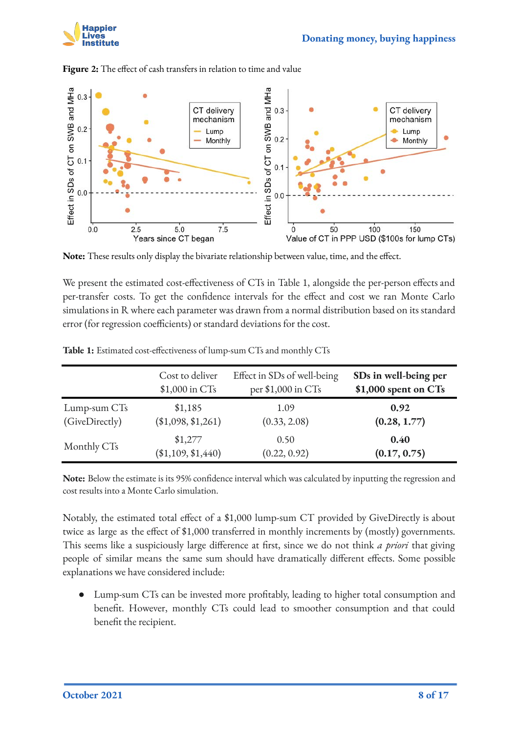**Figure 2:** The effect of cash transfers in relation to time and value

**Note:** These results only display the bivariate relationship between value, time, and the effect.

We present the estimated cost-effectiveness of CTs in Table 1, alongside the per-person effects and per-transfer costs. To get the confidence intervals for the effect and cost we ran Monte Carlo simulations in R where each parameter was drawn from a normal distribution based on its standard error (for regression coefficients) or standard deviations for the cost.

**Table 1:** Estimated cost-effectiveness of lump-sum CTs and monthly CTs

| | Cost to deliver $1,000 in CTs | Effect in SDs of well-being per $1,000 in CTs | **SDs in well-being per $1,000 spent on CTs** |
|---|---|---|---|
| Lump-sum CTs (GiveDirectly) | $1,185 ($1,098, $1,261) | 1.09 (0.33, 2.08) | **0.92 (0.28, 1.77)** |
| Monthly CTs | $1,277 ($1,109, $1,440) | 0.50 (0.22, 0.92) | **0.40 (0.17, 0.75)** |

**Note:** Below the estimate is its 95% confidence interval which was calculated by inputting the regression and cost results into a Monte Carlo simulation.

Notably, the estimated total effect of a $1,000 lump-sum CT provided by GiveDirectly is about twice as large as the effect of $1,000 transferred in monthly increments by (mostly) governments. This seems like a suspiciously large difference at first, since we do not think *a priori* that giving people of similar means the same sum should have dramatically different effects. Some possible explanations we have considered include:

- Lump-sum CTs can be invested more profitably, leading to higher total consumption and benefit. However, monthly CTs could lead to smoother consumption and that could benefit the recipient.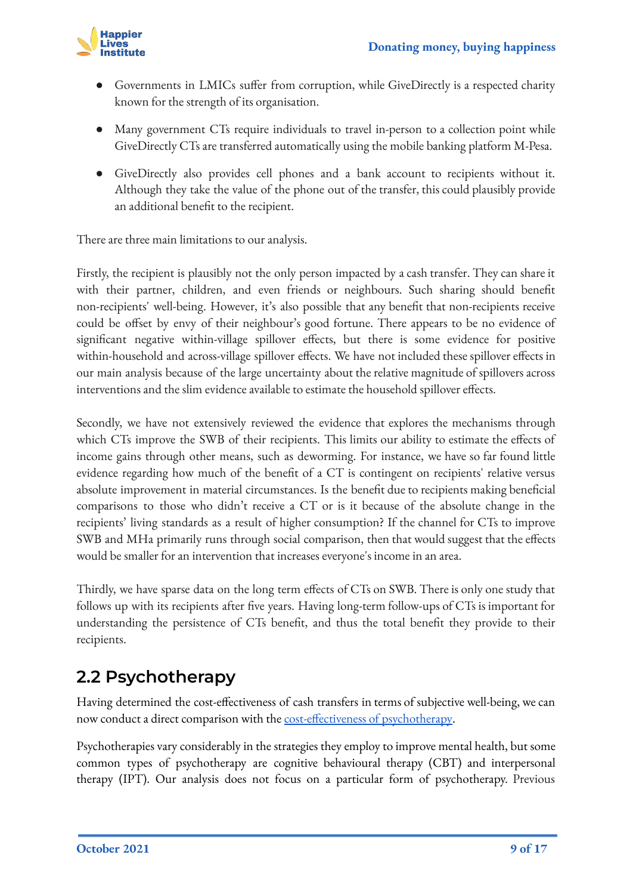- Governments in LMICs suffer from corruption, while GiveDirectly is a respected charity known for the strength of its organisation.
- Many government CTs require individuals to travel in-person to a collection point while GiveDirectly CTs are transferred automatically using the mobile banking platform M-Pesa.
- GiveDirectly also provides cell phones and a bank account to recipients without it. Although they take the value of the phone out of the transfer, this could plausibly provide an additional benefit to the recipient.

There are three main limitations to our analysis.

Firstly, the recipient is plausibly not the only person impacted by a cash transfer. They can share it with their partner, children, and even friends or neighbours. Such sharing should benefit non-recipients' well-being. However, it's also possible that any benefit that non-recipients receive could be offset by envy of their neighbour's good fortune. There appears to be no evidence of significant negative within-village spillover effects, but there is some evidence for positive within-household and across-village spillover effects. We have not included these spillover effects in our main analysis because of the large uncertainty about the relative magnitude of spillovers across interventions and the slim evidence available to estimate the household spillover effects.

Secondly, we have not extensively reviewed the evidence that explores the mechanisms through which CTs improve the SWB of their recipients. This limits our ability to estimate the effects of income gains through other means, such as deworming. For instance, we have so far found little evidence regarding how much of the benefit of a CT is contingent on recipients' relative versus absolute improvement in material circumstances. Is the benefit due to recipients making beneficial comparisons to those who didn't receive a CT or is it because of the absolute change in the recipients' living standards as a result of higher consumption? If the channel for CTs to improve SWB and MHa primarily runs through social comparison, then that would suggest that the effects would be smaller for an intervention that increases everyone's income in an area.

Thirdly, we have sparse data on the long term effects of CTs on SWB. There is only one study that follows up with its recipients after five years. Having long-term follow-ups of CTs is important for understanding the persistence of CTs benefit, and thus the total benefit they provide to their recipients.

## 2.2 Psychotherapy

Having determined the cost-effectiveness of cash transfers in terms of subjective well-being, we can now conduct a direct comparison with the [cost-effectiveness of psychotherapy](cost-effectiveness of psychotherapy).

Psychotherapies vary considerably in the strategies they employ to improve mental health, but some common types of psychotherapy are cognitive behavioural therapy (CBT) and interpersonal therapy (IPT). Our analysis does not focus on a particular form of psychotherapy. Previous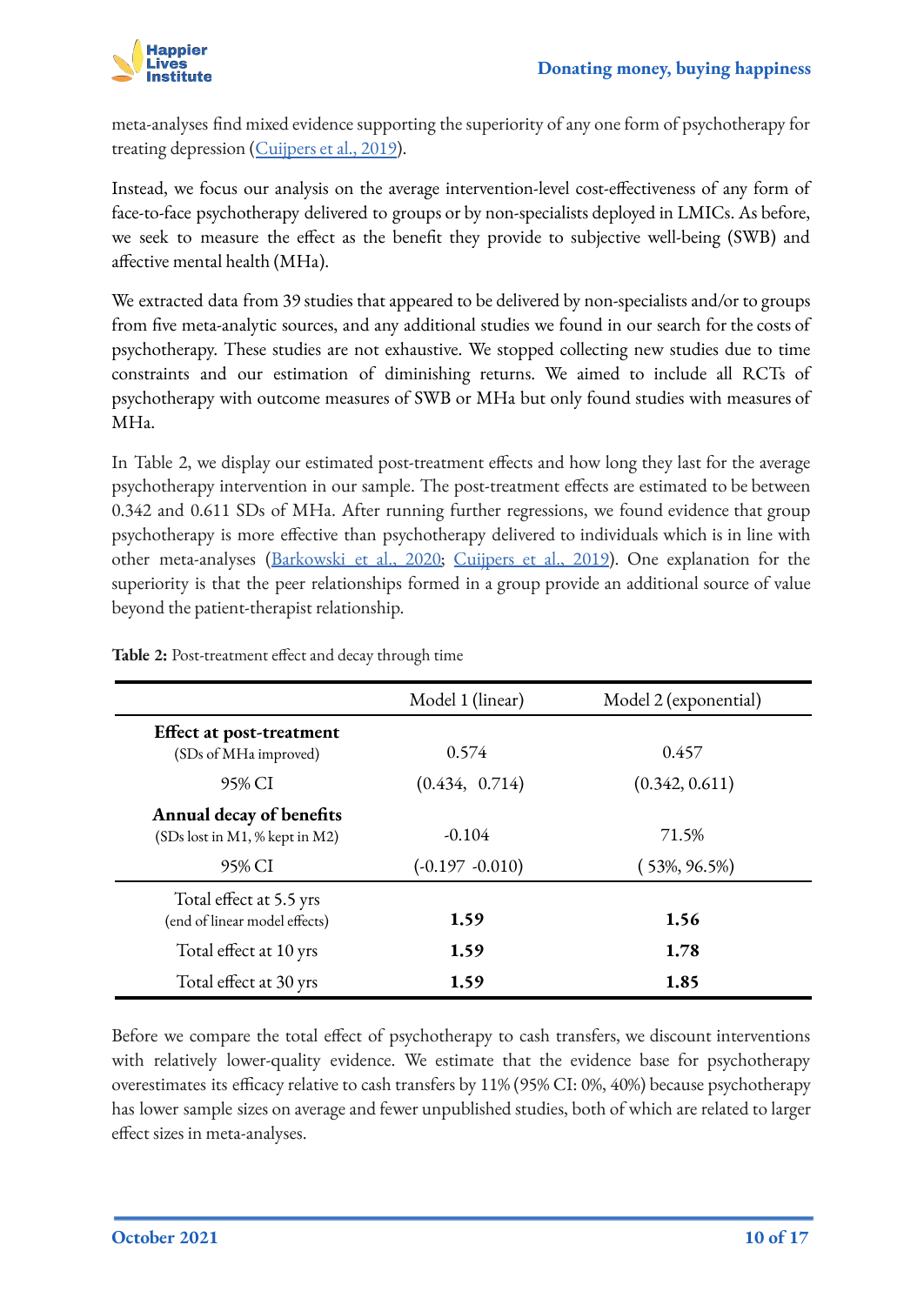meta-analyses find mixed evidence supporting the superiority of any one form of psychotherapy for treating depression ([Cuijpers et al., 2019](#)).

Instead, we focus our analysis on the average intervention-level cost-effectiveness of any form of face-to-face psychotherapy delivered to groups or by non-specialists deployed in LMICs. As before, we seek to measure the effect as the benefit they provide to subjective well-being (SWB) and affective mental health (MHa).

We extracted data from 39 studies that appeared to be delivered by non-specialists and/or to groups from five meta-analytic sources, and any additional studies we found in our search for the costs of psychotherapy. These studies are not exhaustive. We stopped collecting new studies due to time constraints and our estimation of diminishing returns. We aimed to include all RCTs of psychotherapy with outcome measures of SWB or MHa but only found studies with measures of MHa.

In Table 2, we display our estimated post-treatment effects and how long they last for the average psychotherapy intervention in our sample. The post-treatment effects are estimated to be between 0.342 and 0.611 SDs of MHa. After running further regressions, we found evidence that group psychotherapy is more effective than psychotherapy delivered to individuals which is in line with other meta-analyses ([Barkowski et al., 2020](#); [Cuijpers et al., 2019](#)). One explanation for the superiority is that the peer relationships formed in a group provide an additional source of value beyond the patient-therapist relationship.

**Table 2:** Post-treatment effect and decay through time

| | Model 1 (linear) | Model 2 (exponential) |
|---|---|---|
| **Effect at post-treatment** (SDs of MHa improved) | 0.574 | 0.457 |
| 95% CI | (0.434, 0.714) | (0.342, 0.611) |
| **Annual decay of benefits** (SDs lost in M1, % kept in M2) | -0.104 | 71.5% |
| 95% CI | (-0.197 -0.010) | ( 53%, 96.5%) |
| Total effect at 5.5 yrs (end of linear model effects) | **1.59** | **1.56** |
| Total effect at 10 yrs | **1.59** | **1.78** |
| Total effect at 30 yrs | **1.59** | **1.85** |

Before we compare the total effect of psychotherapy to cash transfers, we discount interventions with relatively lower-quality evidence. We estimate that the evidence base for psychotherapy overestimates its efficacy relative to cash transfers by 11% (95% CI: 0%, 40%) because psychotherapy has lower sample sizes on average and fewer unpublished studies, both of which are related to larger effect sizes in meta-analyses.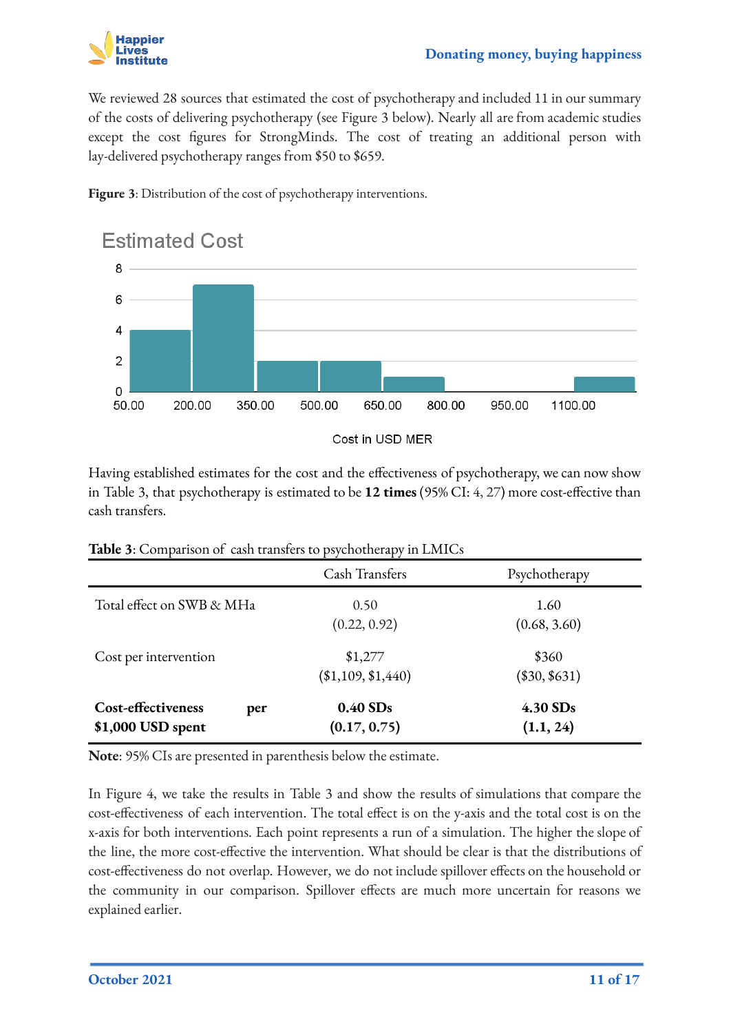We reviewed 28 sources that estimated the cost of psychotherapy and included 11 in our summary of the costs of delivering psychotherapy (see Figure 3 below). Nearly all are from academic studies except the cost figures for StrongMinds. The cost of treating an additional person with lay-delivered psychotherapy ranges from $50 to $659.

**Figure 3**: Distribution of the cost of psychotherapy interventions.

Having established estimates for the cost and the effectiveness of psychotherapy, we can now show in Table 3, that psychotherapy is estimated to be **12 times** (95% CI: 4, 27) more cost-effective than cash transfers.

**Table 3**: Comparison of cash transfers to psychotherapy in LMICs

| | Cash Transfers | Psychotherapy |
|---|---|---|
| Total effect on SWB & MHa | 0.50<br>(0.22, 0.92) | 1.60<br>(0.68, 3.60) |
| Cost per intervention | $1,277<br>($1,109, $1,440) | $360<br>($30, $631) |
| **Cost-effectiveness per $1,000 USD spent** | **0.40 SDs**<br>**(0.17, 0.75)** | **4.30 SDs**<br>**(1.1, 24)** |

**Note**: 95% CIs are presented in parenthesis below the estimate.

In Figure 4, we take the results in Table 3 and show the results of simulations that compare the cost-effectiveness of each intervention. The total effect is on the y-axis and the total cost is on the x-axis for both interventions. Each point represents a run of a simulation. The higher the slope of the line, the more cost-effective the intervention. What should be clear is that the distributions of cost-effectiveness do not overlap. However, we do not include spillover effects on the household or the community in our comparison. Spillover effects are much more uncertain for reasons we explained earlier.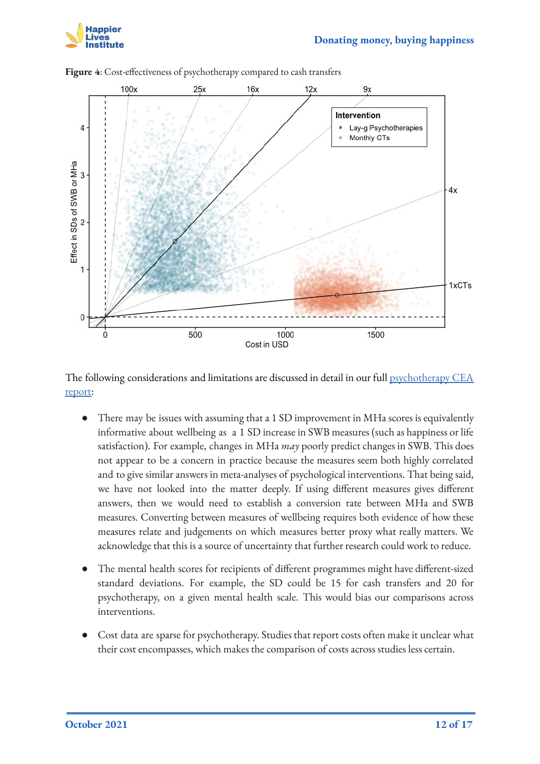**Figure 4**: Cost-effectiveness of psychotherapy compared to cash transfers

The following considerations and limitations are discussed in detail in our full [psychotherapy CEA report](#):

- There may be issues with assuming that a 1 SD improvement in MHa scores is equivalently informative about wellbeing as a 1 SD increase in SWB measures (such as happiness or life satisfaction). For example, changes in MHa *may* poorly predict changes in SWB. This does not appear to be a concern in practice because the measures seem both highly correlated and to give similar answers in meta-analyses of psychological interventions. That being said, we have not looked into the matter deeply. If using different measures gives different answers, then we would need to establish a conversion rate between MHa and SWB measures. Converting between measures of wellbeing requires both evidence of how these measures relate and judgements on which measures better proxy what really matters. We acknowledge that this is a source of uncertainty that further research could work to reduce.

- The mental health scores for recipients of different programmes might have different-sized standard deviations. For example, the SD could be 15 for cash transfers and 20 for psychotherapy, on a given mental health scale. This would bias our comparisons across interventions.

- Cost data are sparse for psychotherapy. Studies that report costs often make it unclear what their cost encompasses, which makes the comparison of costs across studies less certain.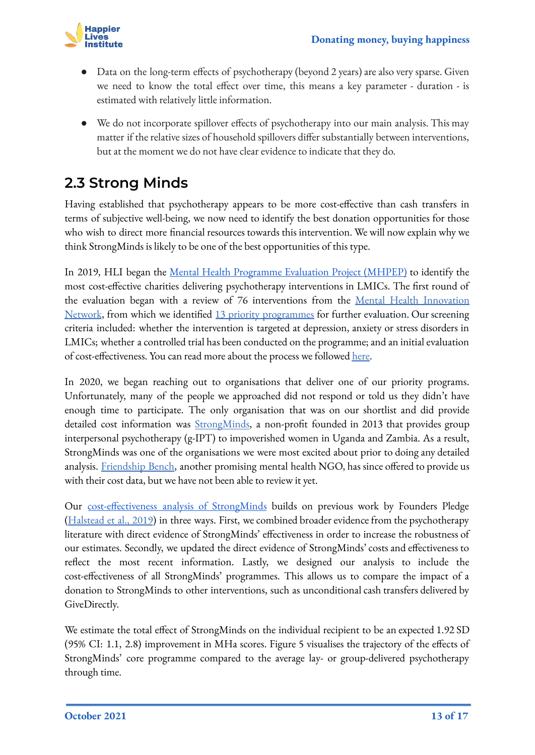- Data on the long-term effects of psychotherapy (beyond 2 years) are also very sparse. Given we need to know the total effect over time, this means a key parameter - duration - is estimated with relatively little information.
- We do not incorporate spillover effects of psychotherapy into our main analysis. This may matter if the relative sizes of household spillovers differ substantially between interventions, but at the moment we do not have clear evidence to indicate that they do.

## 2.3 Strong Minds

Having established that psychotherapy appears to be more cost-effective than cash transfers in terms of subjective well-being, we now need to identify the best donation opportunities for those who wish to direct more financial resources towards this intervention. We will now explain why we think StrongMinds is likely to be one of the best opportunities of this type.

In 2019, HLI began the Mental Health Programme Evaluation Project (MHPEP) to identify the most cost-effective charities delivering psychotherapy interventions in LMICs. The first round of the evaluation began with a review of 76 interventions from the Mental Health Innovation Network, from which we identified 13 priority programmes for further evaluation. Our screening criteria included: whether the intervention is targeted at depression, anxiety or stress disorders in LMICs; whether a controlled trial has been conducted on the programme; and an initial evaluation of cost-effectiveness. You can read more about the process we followed here.

In 2020, we began reaching out to organisations that deliver one of our priority programs. Unfortunately, many of the people we approached did not respond or told us they didn't have enough time to participate. The only organisation that was on our shortlist and did provide detailed cost information was StrongMinds, a non-profit founded in 2013 that provides group interpersonal psychotherapy (g-IPT) to impoverished women in Uganda and Zambia. As a result, StrongMinds was one of the organisations we were most excited about prior to doing any detailed analysis. Friendship Bench, another promising mental health NGO, has since offered to provide us with their cost data, but we have not been able to review it yet.

Our cost-effectiveness analysis of StrongMinds builds on previous work by Founders Pledge (Halstead et al., 2019) in three ways. First, we combined broader evidence from the psychotherapy literature with direct evidence of StrongMinds' effectiveness in order to increase the robustness of our estimates. Secondly, we updated the direct evidence of StrongMinds' costs and effectiveness to reflect the most recent information. Lastly, we designed our analysis to include the cost-effectiveness of all StrongMinds' programmes. This allows us to compare the impact of a donation to StrongMinds to other interventions, such as unconditional cash transfers delivered by GiveDirectly.

We estimate the total effect of StrongMinds on the individual recipient to be an expected 1.92 SD (95% CI: 1.1, 2.8) improvement in MHa scores. Figure 5 visualises the trajectory of the effects of StrongMinds' core programme compared to the average lay- or group-delivered psychotherapy through time.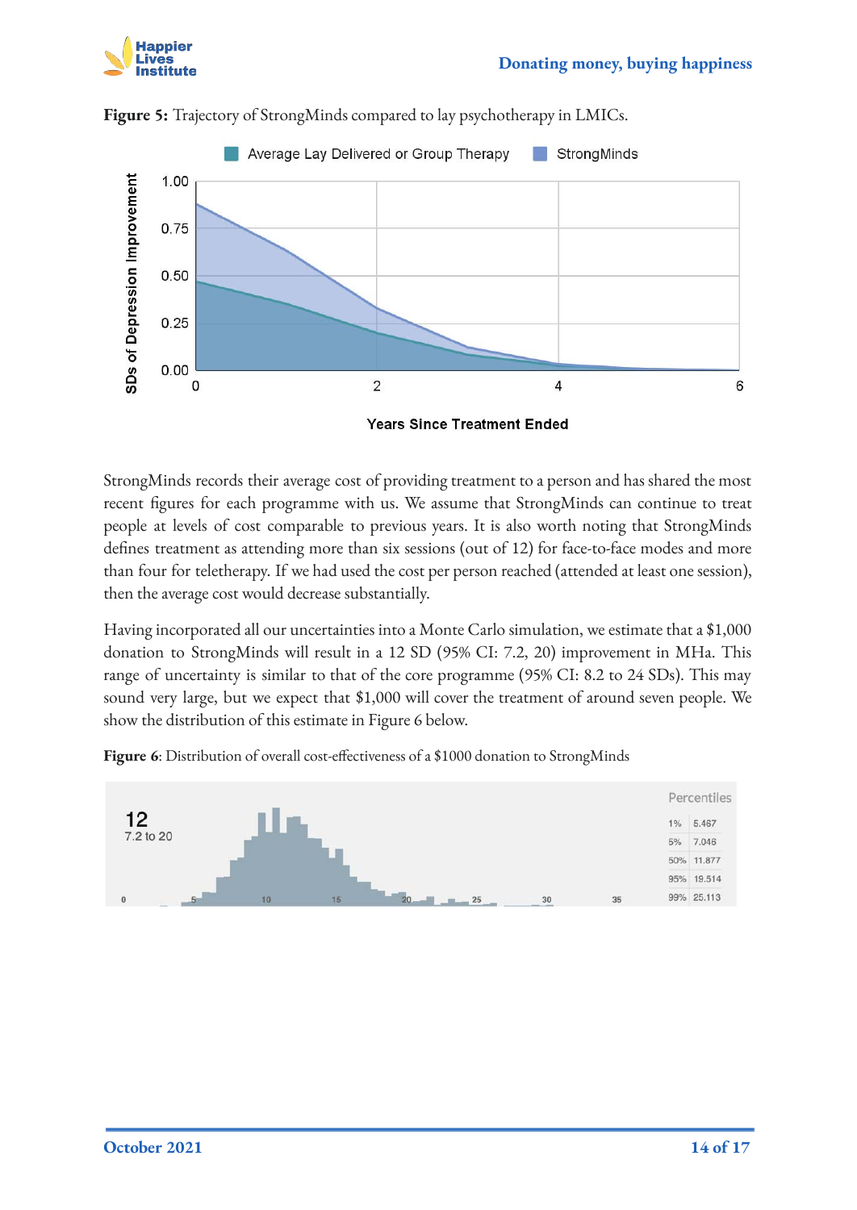**Figure 5:** Trajectory of StrongMinds compared to lay psychotherapy in LMICs.

StrongMinds records their average cost of providing treatment to a person and has shared the most recent figures for each programme with us. We assume that StrongMinds can continue to treat people at levels of cost comparable to previous years. It is also worth noting that StrongMinds defines treatment as attending more than six sessions (out of 12) for face-to-face modes and more than four for teletherapy. If we had used the cost per person reached (attended at least one session), then the average cost would decrease substantially.

Having incorporated all our uncertainties into a Monte Carlo simulation, we estimate that a $1,000 donation to StrongMinds will result in a 12 SD (95% CI: 7.2, 20) improvement in MHa. This range of uncertainty is similar to that of the core programme (95% CI: 8.2 to 24 SDs). This may sound very large, but we expect that $1,000 will cover the treatment of around seven people. We show the distribution of this estimate in Figure 6 below.

**Figure 6**: Distribution of overall cost-effectiveness of a $1000 donation to StrongMinds

| Percentiles | |
|---|---|
| 1% | 5.467 |
| 5% | 7.046 |
| 50% | 11.877 |
| 95% | 19.514 |
| 99% | 25.113 |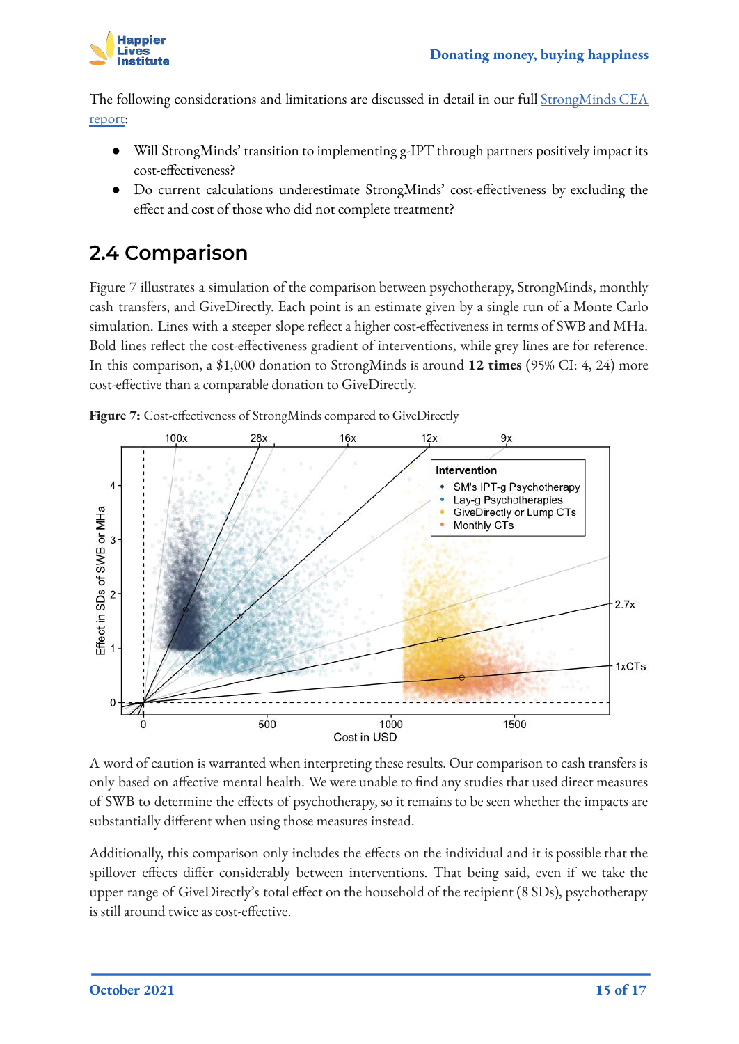The following considerations and limitations are discussed in detail in our full StrongMinds CEA report:

- Will StrongMinds' transition to implementing g-IPT through partners positively impact its cost-effectiveness?
- Do current calculations underestimate StrongMinds' cost-effectiveness by excluding the effect and cost of those who did not complete treatment?

## 2.4 Comparison

Figure 7 illustrates a simulation of the comparison between psychotherapy, StrongMinds, monthly cash transfers, and GiveDirectly. Each point is an estimate given by a single run of a Monte Carlo simulation. Lines with a steeper slope reflect a higher cost-effectiveness in terms of SWB and MHa. Bold lines reflect the cost-effectiveness gradient of interventions, while grey lines are for reference. In this comparison, a $1,000 donation to StrongMinds is around **12 times** (95% CI: 4, 24) more cost-effective than a comparable donation to GiveDirectly.

**Figure 7:** Cost-effectiveness of StrongMinds compared to GiveDirectly

A word of caution is warranted when interpreting these results. Our comparison to cash transfers is only based on affective mental health. We were unable to find any studies that used direct measures of SWB to determine the effects of psychotherapy, so it remains to be seen whether the impacts are substantially different when using those measures instead.

Additionally, this comparison only includes the effects on the individual and it is possible that the spillover effects differ considerably between interventions. That being said, even if we take the upper range of GiveDirectly's total effect on the household of the recipient (8 SDs), psychotherapy is still around twice as cost-effective.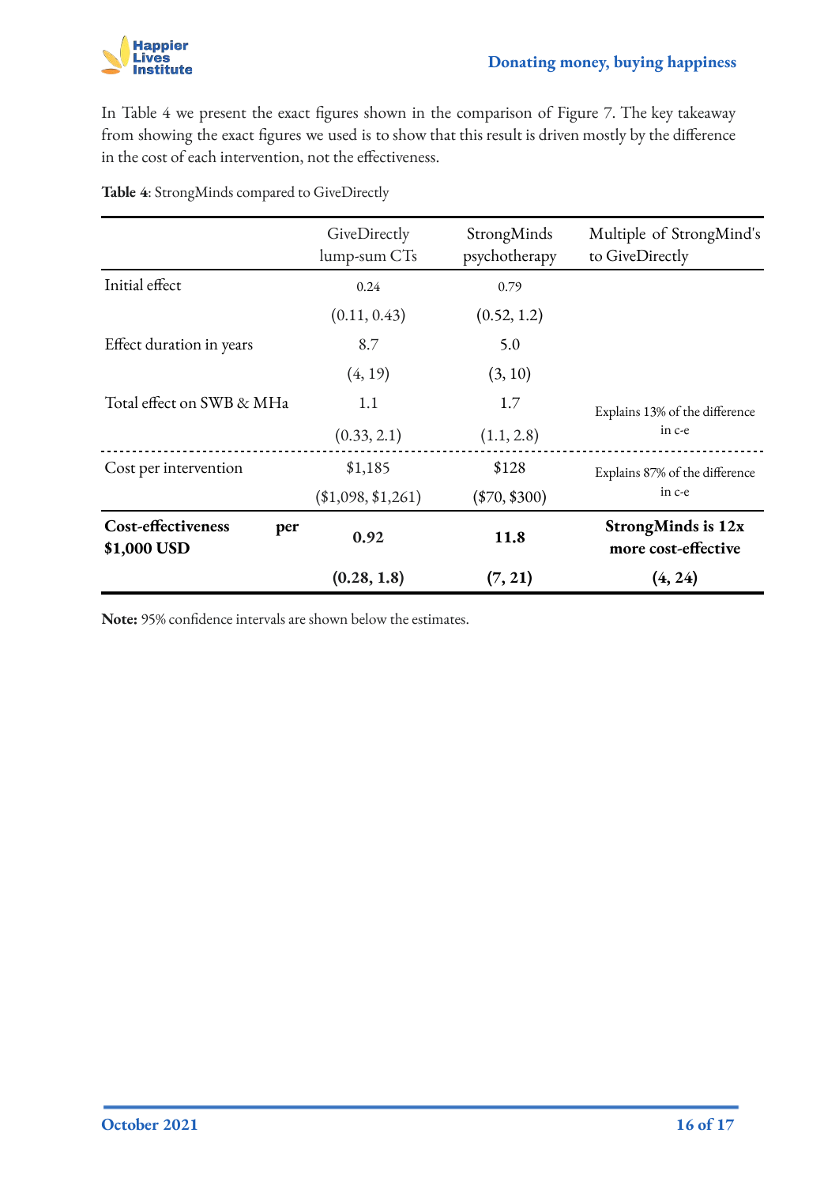In Table 4 we present the exact figures shown in the comparison of Figure 7. The key takeaway from showing the exact figures we used is to show that this result is driven mostly by the difference in the cost of each intervention, not the effectiveness.

**Table 4**: StrongMinds compared to GiveDirectly

| | GiveDirectly lump-sum CTs | StrongMinds psychotherapy | Multiple of StrongMind's to GiveDirectly |
|---|---|---|---|
| Initial effect | 0.24 | 0.79 | |
| | (0.11, 0.43) | (0.52, 1.2) | |
| Effect duration in years | 8.7 | 5.0 | |
| | (4, 19) | (3, 10) | |
| Total effect on SWB & MHa | 1.1 | 1.7 | Explains 13% of the difference in c-e |
| | (0.33, 2.1) | (1.1, 2.8) | |
| Cost per intervention | $1,185 | $128 | Explains 87% of the difference in c-e |
| | ($1,098, $1,261) | ($70, $300) | |
| **Cost-effectiveness per $1,000 USD** | **0.92** | **11.8** | **StrongMinds is 12x more cost-effective** |
| | **(0.28, 1.8)** | **(7, 21)** | **(4, 24)** |

**Note:** 95% confidence intervals are shown below the estimates.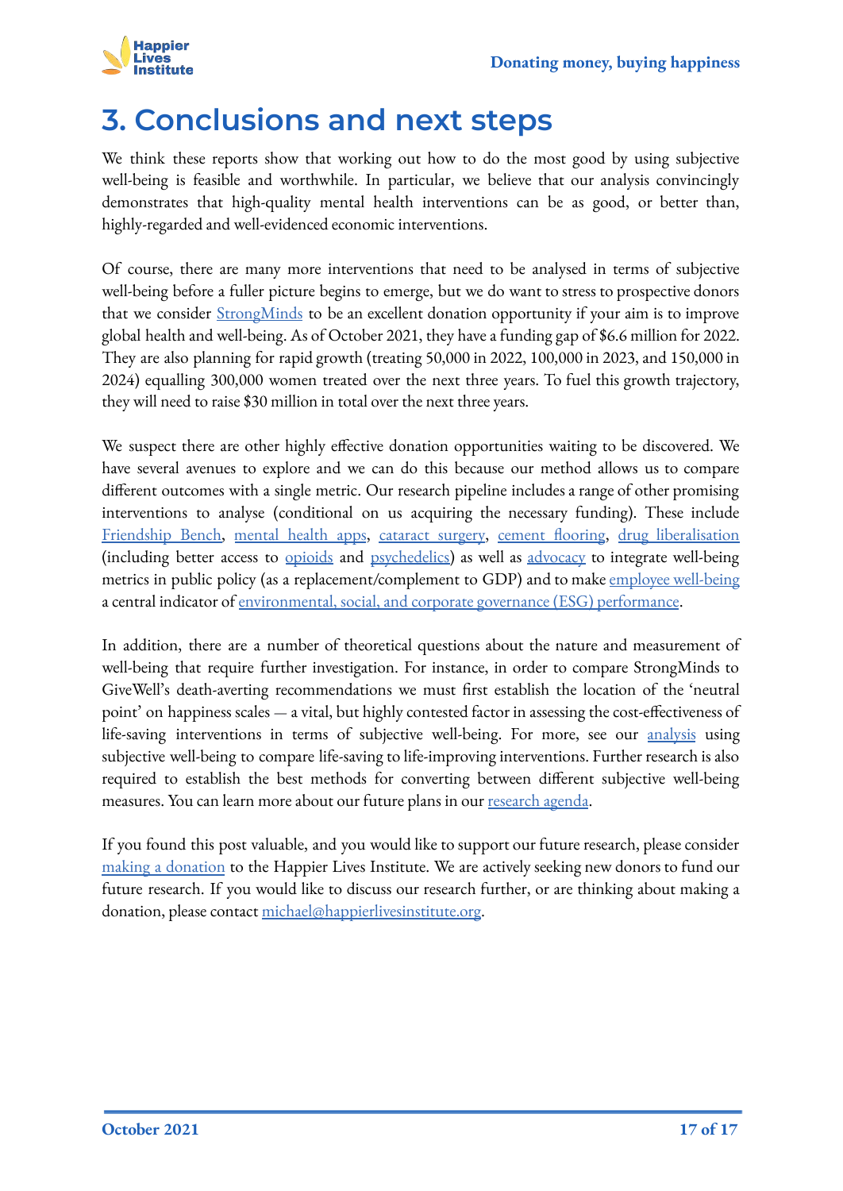# 3. Conclusions and next steps

We think these reports show that working out how to do the most good by using subjective well-being is feasible and worthwhile. In particular, we believe that our analysis convincingly demonstrates that high-quality mental health interventions can be as good, or better than, highly-regarded and well-evidenced economic interventions.

Of course, there are many more interventions that need to be analysed in terms of subjective well-being before a fuller picture begins to emerge, but we do want to stress to prospective donors that we consider StrongMinds to be an excellent donation opportunity if your aim is to improve global health and well-being. As of October 2021, they have a funding gap of $6.6 million for 2022. They are also planning for rapid growth (treating 50,000 in 2022, 100,000 in 2023, and 150,000 in 2024) equalling 300,000 women treated over the next three years. To fuel this growth trajectory, they will need to raise $30 million in total over the next three years.

We suspect there are other highly effective donation opportunities waiting to be discovered. We have several avenues to explore and we can do this because our method allows us to compare different outcomes with a single metric. Our research pipeline includes a range of other promising interventions to analyse (conditional on us acquiring the necessary funding). These include Friendship Bench, mental health apps, cataract surgery, cement flooring, drug liberalisation (including better access to opioids and psychedelics) as well as advocacy to integrate well-being metrics in public policy (as a replacement/complement to GDP) and to make employee well-being a central indicator of environmental, social, and corporate governance (ESG) performance.

In addition, there are a number of theoretical questions about the nature and measurement of well-being that require further investigation. For instance, in order to compare StrongMinds to GiveWell's death-averting recommendations we must first establish the location of the 'neutral point' on happiness scales — a vital, but highly contested factor in assessing the cost-effectiveness of life-saving interventions in terms of subjective well-being. For more, see our analysis using subjective well-being to compare life-saving to life-improving interventions. Further research is also required to establish the best methods for converting between different subjective well-being measures. You can learn more about our future plans in our research agenda.

If you found this post valuable, and you would like to support our future research, please consider making a donation to the Happier Lives Institute. We are actively seeking new donors to fund our future research. If you would like to discuss our research further, or are thinking about making a donation, please contact michael@happierlivesinstitute.org.